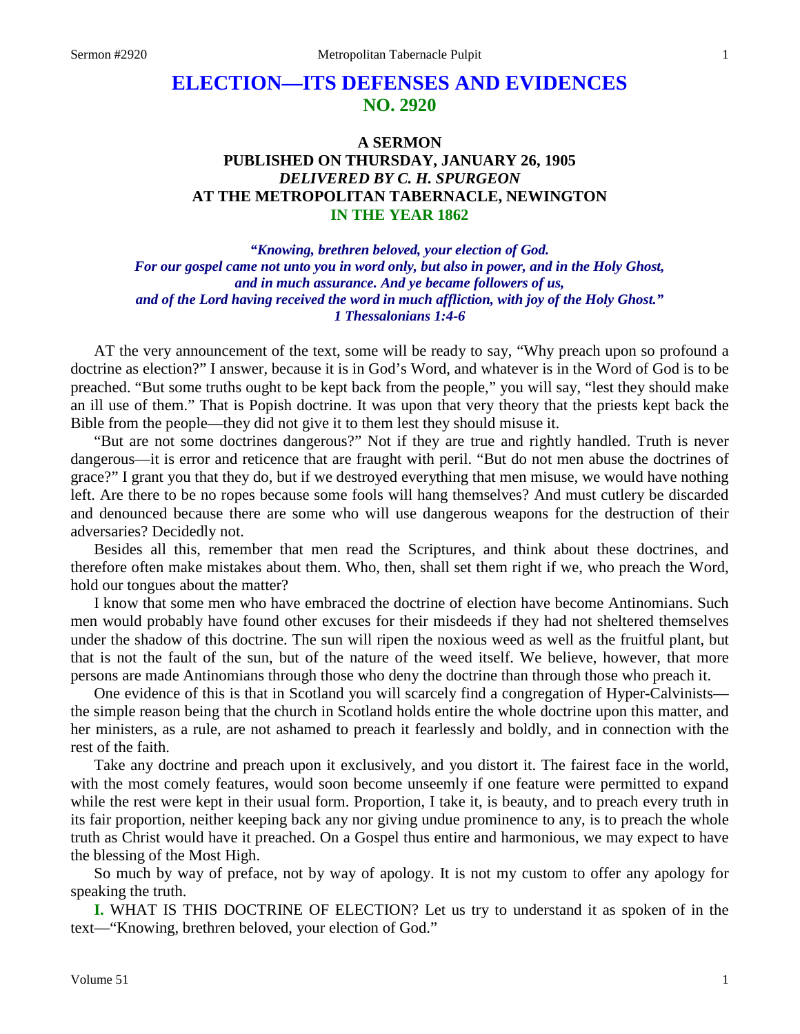# ELECTION—ITS DEFENSES AND EVIDENCES
## NO. 2920

### A SERMON
### PUBLISHED ON THURSDAY, JANUARY 26, 1905
### *DELIVERED BY C. H. SPURGEON*
### AT THE METROPOLITAN TABERNACLE, NEWINGTON
### IN THE YEAR 1862

***"Knowing, brethren beloved, your election of God. For our gospel came not unto you in word only, but also in power, and in the Holy Ghost, and in much assurance. And ye became followers of us, and of the Lord having received the word in much affliction, with joy of the Holy Ghost." 1 Thessalonians 1:4-6***

AT the very announcement of the text, some will be ready to say, "Why preach upon so profound a doctrine as election?" I answer, because it is in God's Word, and whatever is in the Word of God is to be preached. "But some truths ought to be kept back from the people," you will say, "lest they should make an ill use of them." That is Popish doctrine. It was upon that very theory that the priests kept back the Bible from the people—they did not give it to them lest they should misuse it.

"But are not some doctrines dangerous?" Not if they are true and rightly handled. Truth is never dangerous—it is error and reticence that are fraught with peril. "But do not men abuse the doctrines of grace?" I grant you that they do, but if we destroyed everything that men misuse, we would have nothing left. Are there to be no ropes because some fools will hang themselves? And must cutlery be discarded and denounced because there are some who will use dangerous weapons for the destruction of their adversaries? Decidedly not.

Besides all this, remember that men read the Scriptures, and think about these doctrines, and therefore often make mistakes about them. Who, then, shall set them right if we, who preach the Word, hold our tongues about the matter?

I know that some men who have embraced the doctrine of election have become Antinomians. Such men would probably have found other excuses for their misdeeds if they had not sheltered themselves under the shadow of this doctrine. The sun will ripen the noxious weed as well as the fruitful plant, but that is not the fault of the sun, but of the nature of the weed itself. We believe, however, that more persons are made Antinomians through those who deny the doctrine than through those who preach it.

One evidence of this is that in Scotland you will scarcely find a congregation of Hyper-Calvinists—the simple reason being that the church in Scotland holds entire the whole doctrine upon this matter, and her ministers, as a rule, are not ashamed to preach it fearlessly and boldly, and in connection with the rest of the faith.

Take any doctrine and preach upon it exclusively, and you distort it. The fairest face in the world, with the most comely features, would soon become unseemly if one feature were permitted to expand while the rest were kept in their usual form. Proportion, I take it, is beauty, and to preach every truth in its fair proportion, neither keeping back any nor giving undue prominence to any, is to preach the whole truth as Christ would have it preached. On a Gospel thus entire and harmonious, we may expect to have the blessing of the Most High.

So much by way of preface, not by way of apology. It is not my custom to offer any apology for speaking the truth.

**I.** WHAT IS THIS DOCTRINE OF ELECTION? Let us try to understand it as spoken of in the text—"Knowing, brethren beloved, your election of God."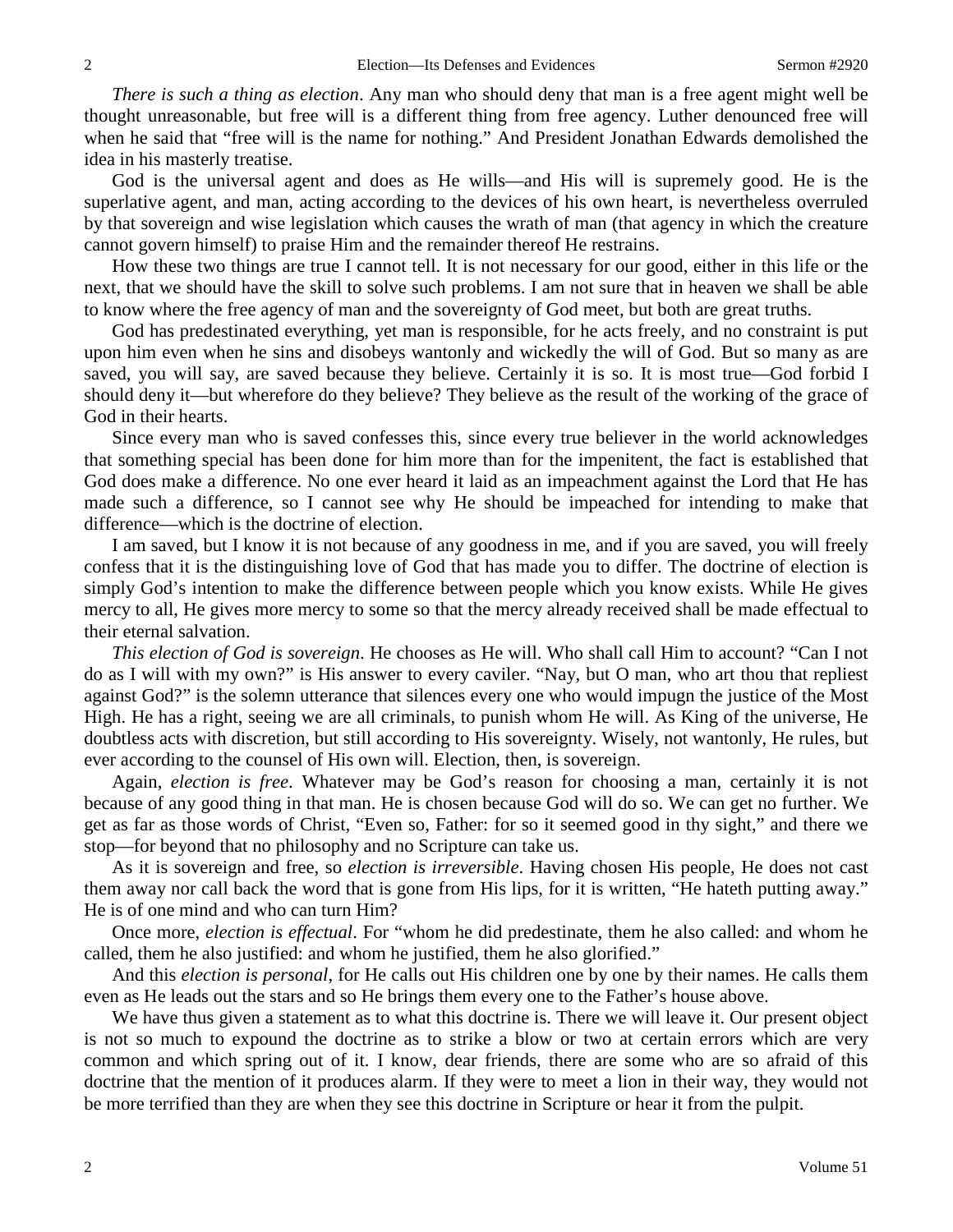*There is such a thing as election*. Any man who should deny that man is a free agent might well be thought unreasonable, but free will is a different thing from free agency. Luther denounced free will when he said that "free will is the name for nothing." And President Jonathan Edwards demolished the idea in his masterly treatise.

God is the universal agent and does as He wills—and His will is supremely good. He is the superlative agent, and man, acting according to the devices of his own heart, is nevertheless overruled by that sovereign and wise legislation which causes the wrath of man (that agency in which the creature cannot govern himself) to praise Him and the remainder thereof He restrains.

How these two things are true I cannot tell. It is not necessary for our good, either in this life or the next, that we should have the skill to solve such problems. I am not sure that in heaven we shall be able to know where the free agency of man and the sovereignty of God meet, but both are great truths.

God has predestinated everything, yet man is responsible, for he acts freely, and no constraint is put upon him even when he sins and disobeys wantonly and wickedly the will of God. But so many as are saved, you will say, are saved because they believe. Certainly it is so. It is most true—God forbid I should deny it—but wherefore do they believe? They believe as the result of the working of the grace of God in their hearts.

Since every man who is saved confesses this, since every true believer in the world acknowledges that something special has been done for him more than for the impenitent, the fact is established that God does make a difference. No one ever heard it laid as an impeachment against the Lord that He has made such a difference, so I cannot see why He should be impeached for intending to make that difference—which is the doctrine of election.

I am saved, but I know it is not because of any goodness in me, and if you are saved, you will freely confess that it is the distinguishing love of God that has made you to differ. The doctrine of election is simply God's intention to make the difference between people which you know exists. While He gives mercy to all, He gives more mercy to some so that the mercy already received shall be made effectual to their eternal salvation.

*This election of God is sovereign*. He chooses as He will. Who shall call Him to account? "Can I not do as I will with my own?" is His answer to every caviler. "Nay, but O man, who art thou that repliest against God?" is the solemn utterance that silences every one who would impugn the justice of the Most High. He has a right, seeing we are all criminals, to punish whom He will. As King of the universe, He doubtless acts with discretion, but still according to His sovereignty. Wisely, not wantonly, He rules, but ever according to the counsel of His own will. Election, then, is sovereign.

Again, *election is free*. Whatever may be God's reason for choosing a man, certainly it is not because of any good thing in that man. He is chosen because God will do so. We can get no further. We get as far as those words of Christ, "Even so, Father: for so it seemed good in thy sight," and there we stop—for beyond that no philosophy and no Scripture can take us.

As it is sovereign and free, so *election is irreversible*. Having chosen His people, He does not cast them away nor call back the word that is gone from His lips, for it is written, "He hateth putting away." He is of one mind and who can turn Him?

Once more, *election is effectual*. For "whom he did predestinate, them he also called: and whom he called, them he also justified: and whom he justified, them he also glorified."

And this *election is personal*, for He calls out His children one by one by their names. He calls them even as He leads out the stars and so He brings them every one to the Father's house above.

We have thus given a statement as to what this doctrine is. There we will leave it. Our present object is not so much to expound the doctrine as to strike a blow or two at certain errors which are very common and which spring out of it. I know, dear friends, there are some who are so afraid of this doctrine that the mention of it produces alarm. If they were to meet a lion in their way, they would not be more terrified than they are when they see this doctrine in Scripture or hear it from the pulpit.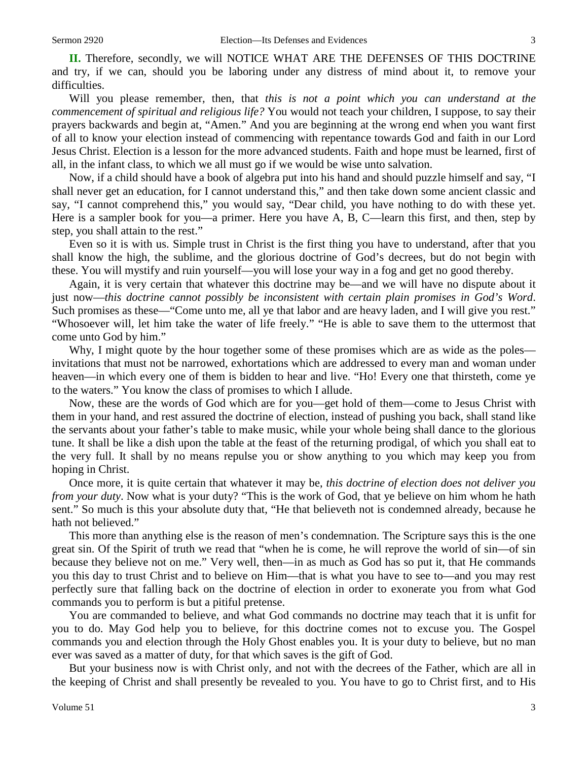**II.** Therefore, secondly, we will NOTICE WHAT ARE THE DEFENSES OF THIS DOCTRINE and try, if we can, should you be laboring under any distress of mind about it, to remove your difficulties.

Will you please remember, then, that *this is not a point which you can understand at the commencement of spiritual and religious life?* You would not teach your children, I suppose, to say their prayers backwards and begin at, "Amen." And you are beginning at the wrong end when you want first of all to know your election instead of commencing with repentance towards God and faith in our Lord Jesus Christ. Election is a lesson for the more advanced students. Faith and hope must be learned, first of all, in the infant class, to which we all must go if we would be wise unto salvation.

Now, if a child should have a book of algebra put into his hand and should puzzle himself and say, "I shall never get an education, for I cannot understand this," and then take down some ancient classic and say, "I cannot comprehend this," you would say, "Dear child, you have nothing to do with these yet. Here is a sampler book for you—a primer. Here you have A, B, C—learn this first, and then, step by step, you shall attain to the rest."

Even so it is with us. Simple trust in Christ is the first thing you have to understand, after that you shall know the high, the sublime, and the glorious doctrine of God's decrees, but do not begin with these. You will mystify and ruin yourself—you will lose your way in a fog and get no good thereby.

Again, it is very certain that whatever this doctrine may be—and we will have no dispute about it just now—*this doctrine cannot possibly be inconsistent with certain plain promises in God's Word*. Such promises as these—"Come unto me, all ye that labor and are heavy laden, and I will give you rest." "Whosoever will, let him take the water of life freely." "He is able to save them to the uttermost that come unto God by him."

Why, I might quote by the hour together some of these promises which are as wide as the poles—invitations that must not be narrowed, exhortations which are addressed to every man and woman under heaven—in which every one of them is bidden to hear and live. "Ho! Every one that thirsteth, come ye to the waters." You know the class of promises to which I allude.

Now, these are the words of God which are for you—get hold of them—come to Jesus Christ with them in your hand, and rest assured the doctrine of election, instead of pushing you back, shall stand like the servants about your father's table to make music, while your whole being shall dance to the glorious tune. It shall be like a dish upon the table at the feast of the returning prodigal, of which you shall eat to the very full. It shall by no means repulse you or show anything to you which may keep you from hoping in Christ.

Once more, it is quite certain that whatever it may be, *this doctrine of election does not deliver you from your duty*. Now what is your duty? "This is the work of God, that ye believe on him whom he hath sent." So much is this your absolute duty that, "He that believeth not is condemned already, because he hath not believed."

This more than anything else is the reason of men's condemnation. The Scripture says this is the one great sin. Of the Spirit of truth we read that "when he is come, he will reprove the world of sin—of sin because they believe not on me." Very well, then—in as much as God has so put it, that He commands you this day to trust Christ and to believe on Him—that is what you have to see to—and you may rest perfectly sure that falling back on the doctrine of election in order to exonerate you from what God commands you to perform is but a pitiful pretense.

You are commanded to believe, and what God commands no doctrine may teach that it is unfit for you to do. May God help you to believe, for this doctrine comes not to excuse you. The Gospel commands you and election through the Holy Ghost enables you. It is your duty to believe, but no man ever was saved as a matter of duty, for that which saves is the gift of God.

But your business now is with Christ only, and not with the decrees of the Father, which are all in the keeping of Christ and shall presently be revealed to you. You have to go to Christ first, and to His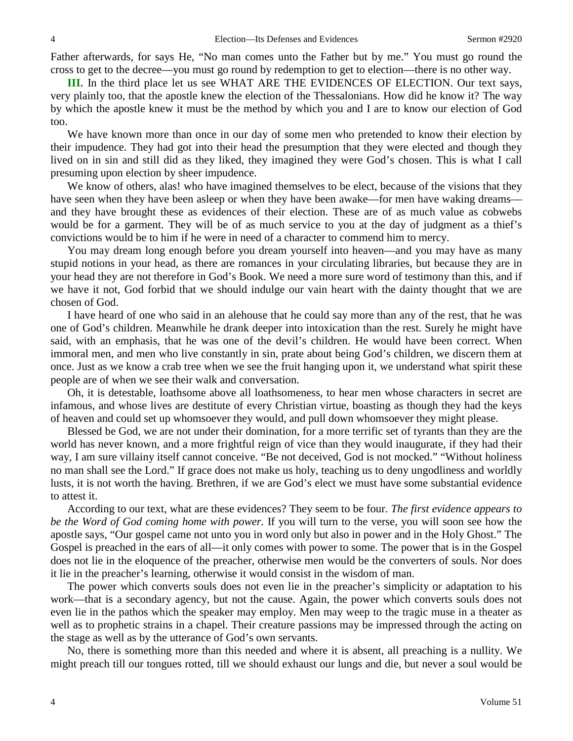Father afterwards, for says He, "No man comes unto the Father but by me." You must go round the cross to get to the decree—you must go round by redemption to get to election—there is no other way.

**III.** In the third place let us see WHAT ARE THE EVIDENCES OF ELECTION. Our text says, very plainly too, that the apostle knew the election of the Thessalonians. How did he know it? The way by which the apostle knew it must be the method by which you and I are to know our election of God too.

We have known more than once in our day of some men who pretended to know their election by their impudence. They had got into their head the presumption that they were elected and though they lived on in sin and still did as they liked, they imagined they were God's chosen. This is what I call presuming upon election by sheer impudence.

We know of others, alas! who have imagined themselves to be elect, because of the visions that they have seen when they have been asleep or when they have been awake—for men have waking dreams—and they have brought these as evidences of their election. These are of as much value as cobwebs would be for a garment. They will be of as much service to you at the day of judgment as a thief's convictions would be to him if he were in need of a character to commend him to mercy.

You may dream long enough before you dream yourself into heaven—and you may have as many stupid notions in your head, as there are romances in your circulating libraries, but because they are in your head they are not therefore in God's Book. We need a more sure word of testimony than this, and if we have it not, God forbid that we should indulge our vain heart with the dainty thought that we are chosen of God.

I have heard of one who said in an alehouse that he could say more than any of the rest, that he was one of God's children. Meanwhile he drank deeper into intoxication than the rest. Surely he might have said, with an emphasis, that he was one of the devil's children. He would have been correct. When immoral men, and men who live constantly in sin, prate about being God's children, we discern them at once. Just as we know a crab tree when we see the fruit hanging upon it, we understand what spirit these people are of when we see their walk and conversation.

Oh, it is detestable, loathsome above all loathsomeness, to hear men whose characters in secret are infamous, and whose lives are destitute of every Christian virtue, boasting as though they had the keys of heaven and could set up whomsoever they would, and pull down whomsoever they might please.

Blessed be God, we are not under their domination, for a more terrific set of tyrants than they are the world has never known, and a more frightful reign of vice than they would inaugurate, if they had their way, I am sure villainy itself cannot conceive. "Be not deceived, God is not mocked." "Without holiness no man shall see the Lord." If grace does not make us holy, teaching us to deny ungodliness and worldly lusts, it is not worth the having. Brethren, if we are God's elect we must have some substantial evidence to attest it.

According to our text, what are these evidences? They seem to be four. *The first evidence appears to be the Word of God coming home with power.* If you will turn to the verse, you will soon see how the apostle says, "Our gospel came not unto you in word only but also in power and in the Holy Ghost." The Gospel is preached in the ears of all—it only comes with power to some. The power that is in the Gospel does not lie in the eloquence of the preacher, otherwise men would be the converters of souls. Nor does it lie in the preacher's learning, otherwise it would consist in the wisdom of man.

The power which converts souls does not even lie in the preacher's simplicity or adaptation to his work—that is a secondary agency, but not the cause. Again, the power which converts souls does not even lie in the pathos which the speaker may employ. Men may weep to the tragic muse in a theater as well as to prophetic strains in a chapel. Their creature passions may be impressed through the acting on the stage as well as by the utterance of God's own servants.

No, there is something more than this needed and where it is absent, all preaching is a nullity. We might preach till our tongues rotted, till we should exhaust our lungs and die, but never a soul would be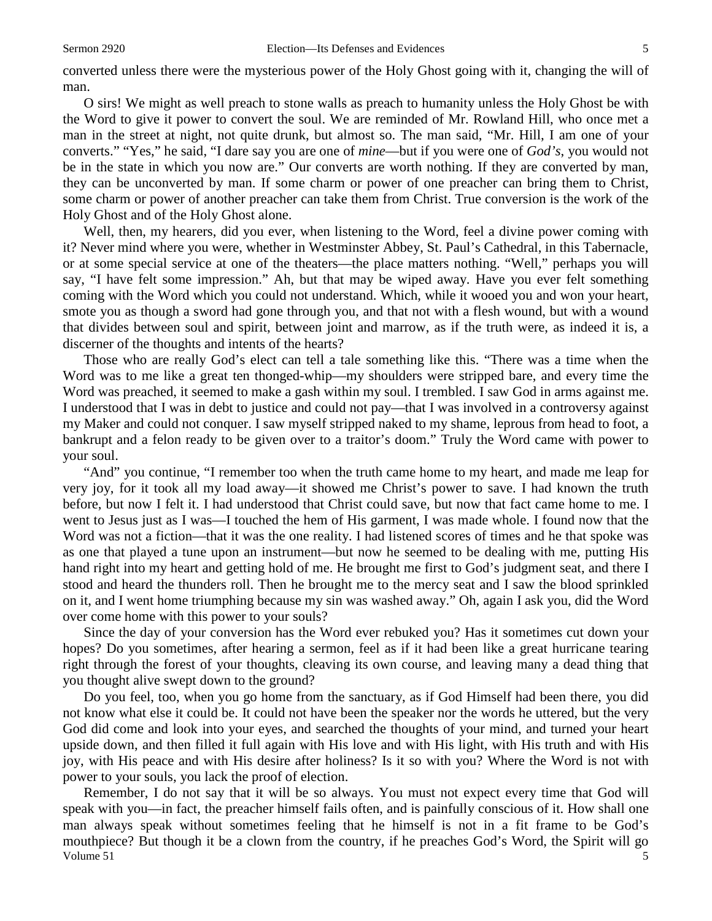converted unless there were the mysterious power of the Holy Ghost going with it, changing the will of man.

O sirs! We might as well preach to stone walls as preach to humanity unless the Holy Ghost be with the Word to give it power to convert the soul. We are reminded of Mr. Rowland Hill, who once met a man in the street at night, not quite drunk, but almost so. The man said, "Mr. Hill, I am one of your converts." "Yes," he said, "I dare say you are one of *mine*—but if you were one of *God's*, you would not be in the state in which you now are." Our converts are worth nothing. If they are converted by man, they can be unconverted by man. If some charm or power of one preacher can bring them to Christ, some charm or power of another preacher can take them from Christ. True conversion is the work of the Holy Ghost and of the Holy Ghost alone.

Well, then, my hearers, did you ever, when listening to the Word, feel a divine power coming with it? Never mind where you were, whether in Westminster Abbey, St. Paul's Cathedral, in this Tabernacle, or at some special service at one of the theaters—the place matters nothing. "Well," perhaps you will say, "I have felt some impression." Ah, but that may be wiped away. Have you ever felt something coming with the Word which you could not understand. Which, while it wooed you and won your heart, smote you as though a sword had gone through you, and that not with a flesh wound, but with a wound that divides between soul and spirit, between joint and marrow, as if the truth were, as indeed it is, a discerner of the thoughts and intents of the hearts?

Those who are really God's elect can tell a tale something like this. "There was a time when the Word was to me like a great ten thonged-whip—my shoulders were stripped bare, and every time the Word was preached, it seemed to make a gash within my soul. I trembled. I saw God in arms against me. I understood that I was in debt to justice and could not pay—that I was involved in a controversy against my Maker and could not conquer. I saw myself stripped naked to my shame, leprous from head to foot, a bankrupt and a felon ready to be given over to a traitor's doom." Truly the Word came with power to your soul.

"And" you continue, "I remember too when the truth came home to my heart, and made me leap for very joy, for it took all my load away—it showed me Christ's power to save. I had known the truth before, but now I felt it. I had understood that Christ could save, but now that fact came home to me. I went to Jesus just as I was—I touched the hem of His garment, I was made whole. I found now that the Word was not a fiction—that it was the one reality. I had listened scores of times and he that spoke was as one that played a tune upon an instrument—but now he seemed to be dealing with me, putting His hand right into my heart and getting hold of me. He brought me first to God's judgment seat, and there I stood and heard the thunders roll. Then he brought me to the mercy seat and I saw the blood sprinkled on it, and I went home triumphing because my sin was washed away." Oh, again I ask you, did the Word over come home with this power to your souls?

Since the day of your conversion has the Word ever rebuked you? Has it sometimes cut down your hopes? Do you sometimes, after hearing a sermon, feel as if it had been like a great hurricane tearing right through the forest of your thoughts, cleaving its own course, and leaving many a dead thing that you thought alive swept down to the ground?

Do you feel, too, when you go home from the sanctuary, as if God Himself had been there, you did not know what else it could be. It could not have been the speaker nor the words he uttered, but the very God did come and look into your eyes, and searched the thoughts of your mind, and turned your heart upside down, and then filled it full again with His love and with His light, with His truth and with His joy, with His peace and with His desire after holiness? Is it so with you? Where the Word is not with power to your souls, you lack the proof of election.

Remember, I do not say that it will be so always. You must not expect every time that God will speak with you—in fact, the preacher himself fails often, and is painfully conscious of it. How shall one man always speak without sometimes feeling that he himself is not in a fit frame to be God's mouthpiece? But though it be a clown from the country, if he preaches God's Word, the Spirit will go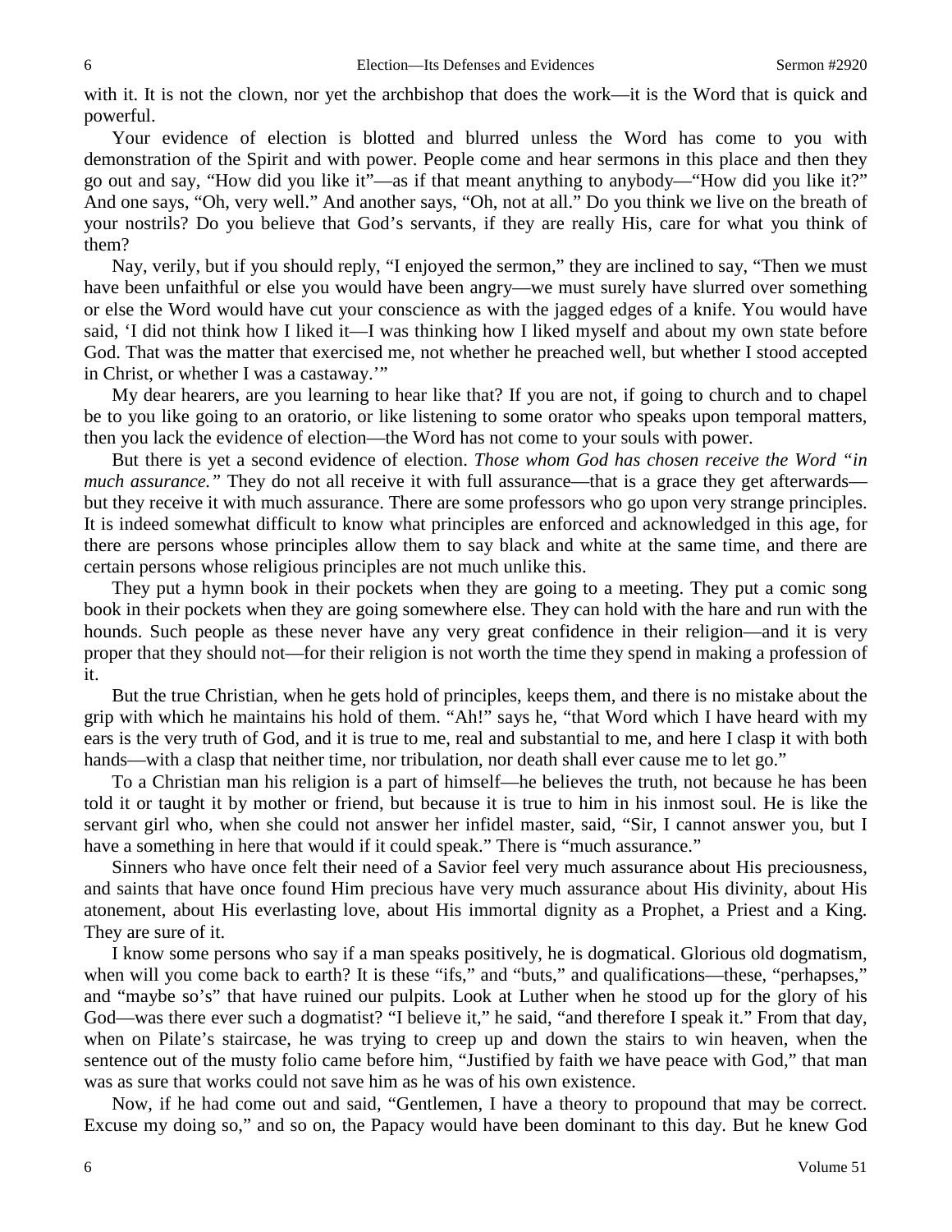with it. It is not the clown, nor yet the archbishop that does the work—it is the Word that is quick and powerful.

Your evidence of election is blotted and blurred unless the Word has come to you with demonstration of the Spirit and with power. People come and hear sermons in this place and then they go out and say, "How did you like it"—as if that meant anything to anybody—"How did you like it?" And one says, "Oh, very well." And another says, "Oh, not at all." Do you think we live on the breath of your nostrils? Do you believe that God's servants, if they are really His, care for what you think of them?

Nay, verily, but if you should reply, "I enjoyed the sermon," they are inclined to say, "Then we must have been unfaithful or else you would have been angry—we must surely have slurred over something or else the Word would have cut your conscience as with the jagged edges of a knife. You would have said, 'I did not think how I liked it—I was thinking how I liked myself and about my own state before God. That was the matter that exercised me, not whether he preached well, but whether I stood accepted in Christ, or whether I was a castaway.'"

My dear hearers, are you learning to hear like that? If you are not, if going to church and to chapel be to you like going to an oratorio, or like listening to some orator who speaks upon temporal matters, then you lack the evidence of election—the Word has not come to your souls with power.

But there is yet a second evidence of election. *Those whom God has chosen receive the Word "in much assurance."* They do not all receive it with full assurance—that is a grace they get afterwards—but they receive it with much assurance. There are some professors who go upon very strange principles. It is indeed somewhat difficult to know what principles are enforced and acknowledged in this age, for there are persons whose principles allow them to say black and white at the same time, and there are certain persons whose religious principles are not much unlike this.

They put a hymn book in their pockets when they are going to a meeting. They put a comic song book in their pockets when they are going somewhere else. They can hold with the hare and run with the hounds. Such people as these never have any very great confidence in their religion—and it is very proper that they should not—for their religion is not worth the time they spend in making a profession of it.

But the true Christian, when he gets hold of principles, keeps them, and there is no mistake about the grip with which he maintains his hold of them. "Ah!" says he, "that Word which I have heard with my ears is the very truth of God, and it is true to me, real and substantial to me, and here I clasp it with both hands—with a clasp that neither time, nor tribulation, nor death shall ever cause me to let go."

To a Christian man his religion is a part of himself—he believes the truth, not because he has been told it or taught it by mother or friend, but because it is true to him in his inmost soul. He is like the servant girl who, when she could not answer her infidel master, said, "Sir, I cannot answer you, but I have a something in here that would if it could speak." There is "much assurance."

Sinners who have once felt their need of a Savior feel very much assurance about His preciousness, and saints that have once found Him precious have very much assurance about His divinity, about His atonement, about His everlasting love, about His immortal dignity as a Prophet, a Priest and a King. They are sure of it.

I know some persons who say if a man speaks positively, he is dogmatical. Glorious old dogmatism, when will you come back to earth? It is these "ifs," and "buts," and qualifications—these, "perhapses," and "maybe so's" that have ruined our pulpits. Look at Luther when he stood up for the glory of his God—was there ever such a dogmatist? "I believe it," he said, "and therefore I speak it." From that day, when on Pilate's staircase, he was trying to creep up and down the stairs to win heaven, when the sentence out of the musty folio came before him, "Justified by faith we have peace with God," that man was as sure that works could not save him as he was of his own existence.

Now, if he had come out and said, "Gentlemen, I have a theory to propound that may be correct. Excuse my doing so," and so on, the Papacy would have been dominant to this day. But he knew God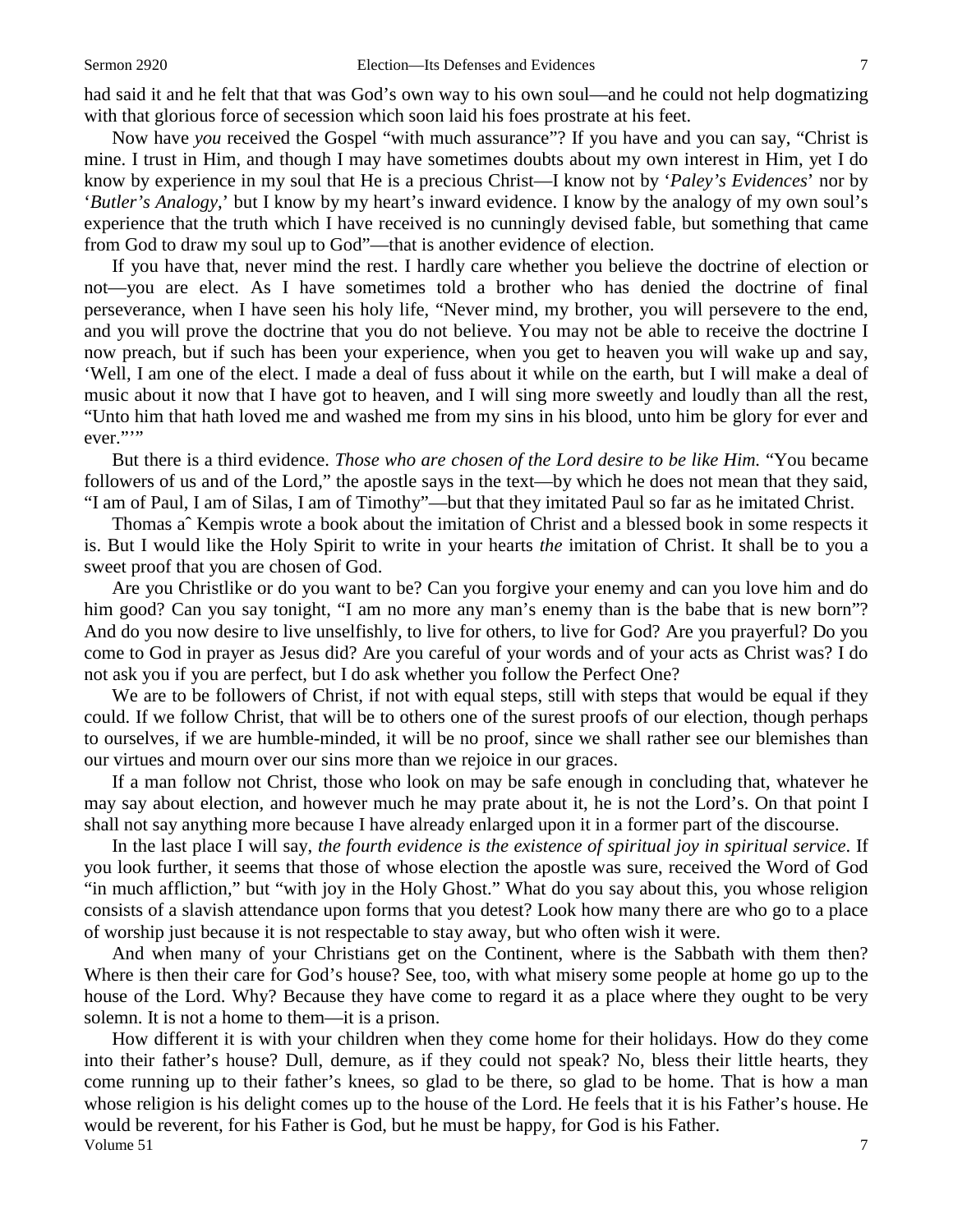had said it and he felt that that was God's own way to his own soul—and he could not help dogmatizing with that glorious force of secession which soon laid his foes prostrate at his feet.

Now have *you* received the Gospel "with much assurance"? If you have and you can say, "Christ is mine. I trust in Him, and though I may have sometimes doubts about my own interest in Him, yet I do know by experience in my soul that He is a precious Christ—I know not by '*Paley's Evidences*' nor by '*Butler's Analogy*,' but I know by my heart's inward evidence. I know by the analogy of my own soul's experience that the truth which I have received is no cunningly devised fable, but something that came from God to draw my soul up to God"—that is another evidence of election.

If you have that, never mind the rest. I hardly care whether you believe the doctrine of election or not—you are elect. As I have sometimes told a brother who has denied the doctrine of final perseverance, when I have seen his holy life, "Never mind, my brother, you will persevere to the end, and you will prove the doctrine that you do not believe. You may not be able to receive the doctrine I now preach, but if such has been your experience, when you get to heaven you will wake up and say, 'Well, I am one of the elect. I made a deal of fuss about it while on the earth, but I will make a deal of music about it now that I have got to heaven, and I will sing more sweetly and loudly than all the rest, "Unto him that hath loved me and washed me from my sins in his blood, unto him be glory for ever and ever."'"

But there is a third evidence. *Those who are chosen of the Lord desire to be like Him.* "You became followers of us and of the Lord," the apostle says in the text—by which he does not mean that they said, "I am of Paul, I am of Silas, I am of Timothy"—but that they imitated Paul so far as he imitated Christ.

Thomas aˆ Kempis wrote a book about the imitation of Christ and a blessed book in some respects it is. But I would like the Holy Spirit to write in your hearts *the* imitation of Christ. It shall be to you a sweet proof that you are chosen of God.

Are you Christlike or do you want to be? Can you forgive your enemy and can you love him and do him good? Can you say tonight, "I am no more any man's enemy than is the babe that is new born"? And do you now desire to live unselfishly, to live for others, to live for God? Are you prayerful? Do you come to God in prayer as Jesus did? Are you careful of your words and of your acts as Christ was? I do not ask you if you are perfect, but I do ask whether you follow the Perfect One?

We are to be followers of Christ, if not with equal steps, still with steps that would be equal if they could. If we follow Christ, that will be to others one of the surest proofs of our election, though perhaps to ourselves, if we are humble-minded, it will be no proof, since we shall rather see our blemishes than our virtues and mourn over our sins more than we rejoice in our graces.

If a man follow not Christ, those who look on may be safe enough in concluding that, whatever he may say about election, and however much he may prate about it, he is not the Lord's. On that point I shall not say anything more because I have already enlarged upon it in a former part of the discourse.

In the last place I will say, *the fourth evidence is the existence of spiritual joy in spiritual service*. If you look further, it seems that those of whose election the apostle was sure, received the Word of God "in much affliction," but "with joy in the Holy Ghost." What do you say about this, you whose religion consists of a slavish attendance upon forms that you detest? Look how many there are who go to a place of worship just because it is not respectable to stay away, but who often wish it were.

And when many of your Christians get on the Continent, where is the Sabbath with them then? Where is then their care for God's house? See, too, with what misery some people at home go up to the house of the Lord. Why? Because they have come to regard it as a place where they ought to be very solemn. It is not a home to them—it is a prison.

How different it is with your children when they come home for their holidays. How do they come into their father's house? Dull, demure, as if they could not speak? No, bless their little hearts, they come running up to their father's knees, so glad to be there, so glad to be home. That is how a man whose religion is his delight comes up to the house of the Lord. He feels that it is his Father's house. He would be reverent, for his Father is God, but he must be happy, for God is his Father.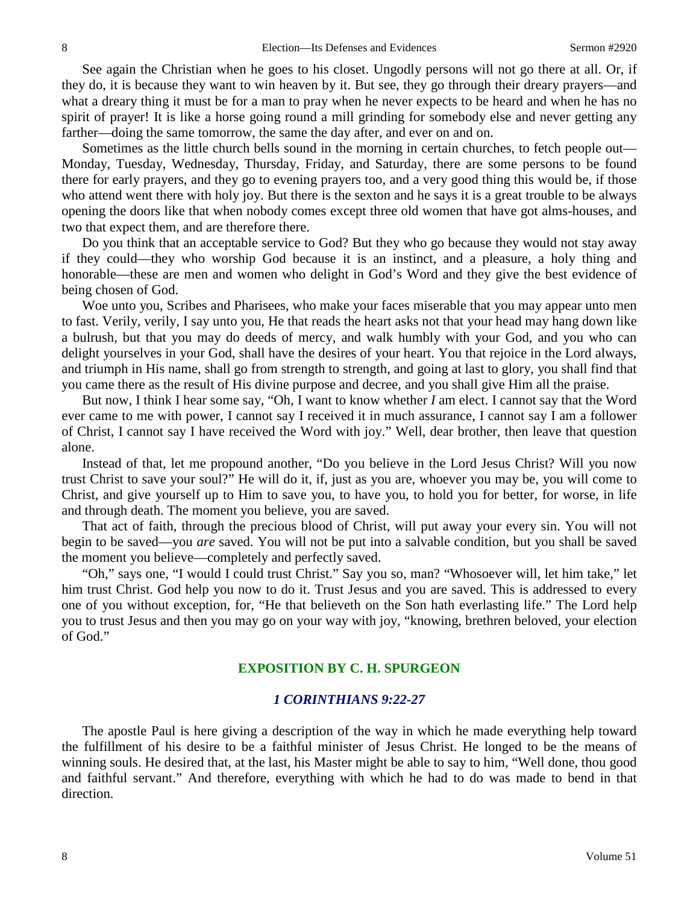See again the Christian when he goes to his closet. Ungodly persons will not go there at all. Or, if they do, it is because they want to win heaven by it. But see, they go through their dreary prayers—and what a dreary thing it must be for a man to pray when he never expects to be heard and when he has no spirit of prayer! It is like a horse going round a mill grinding for somebody else and never getting any farther—doing the same tomorrow, the same the day after, and ever on and on.

Sometimes as the little church bells sound in the morning in certain churches, to fetch people out—Monday, Tuesday, Wednesday, Thursday, Friday, and Saturday, there are some persons to be found there for early prayers, and they go to evening prayers too, and a very good thing this would be, if those who attend went there with holy joy. But there is the sexton and he says it is a great trouble to be always opening the doors like that when nobody comes except three old women that have got alms-houses, and two that expect them, and are therefore there.

Do you think that an acceptable service to God? But they who go because they would not stay away if they could—they who worship God because it is an instinct, and a pleasure, a holy thing and honorable—these are men and women who delight in God's Word and they give the best evidence of being chosen of God.

Woe unto you, Scribes and Pharisees, who make your faces miserable that you may appear unto men to fast. Verily, verily, I say unto you, He that reads the heart asks not that your head may hang down like a bulrush, but that you may do deeds of mercy, and walk humbly with your God, and you who can delight yourselves in your God, shall have the desires of your heart. You that rejoice in the Lord always, and triumph in His name, shall go from strength to strength, and going at last to glory, you shall find that you came there as the result of His divine purpose and decree, and you shall give Him all the praise.

But now, I think I hear some say, "Oh, I want to know whether *I* am elect. I cannot say that the Word ever came to me with power, I cannot say I received it in much assurance, I cannot say I am a follower of Christ, I cannot say I have received the Word with joy." Well, dear brother, then leave that question alone.

Instead of that, let me propound another, "Do you believe in the Lord Jesus Christ? Will you now trust Christ to save your soul?" He will do it, if, just as you are, whoever you may be, you will come to Christ, and give yourself up to Him to save you, to have you, to hold you for better, for worse, in life and through death. The moment you believe, you are saved.

That act of faith, through the precious blood of Christ, will put away your every sin. You will not begin to be saved—you *are* saved. You will not be put into a salvable condition, but you shall be saved the moment you believe—completely and perfectly saved.

"Oh," says one, "I would I could trust Christ." Say you so, man? "Whosoever will, let him take," let him trust Christ. God help you now to do it. Trust Jesus and you are saved. This is addressed to every one of you without exception, for, "He that believeth on the Son hath everlasting life." The Lord help you to trust Jesus and then you may go on your way with joy, "knowing, brethren beloved, your election of God."

## EXPOSITION BY C. H. SPURGEON

### *1 CORINTHIANS 9:22-27*

The apostle Paul is here giving a description of the way in which he made everything help toward the fulfillment of his desire to be a faithful minister of Jesus Christ. He longed to be the means of winning souls. He desired that, at the last, his Master might be able to say to him, "Well done, thou good and faithful servant." And therefore, everything with which he had to do was made to bend in that direction.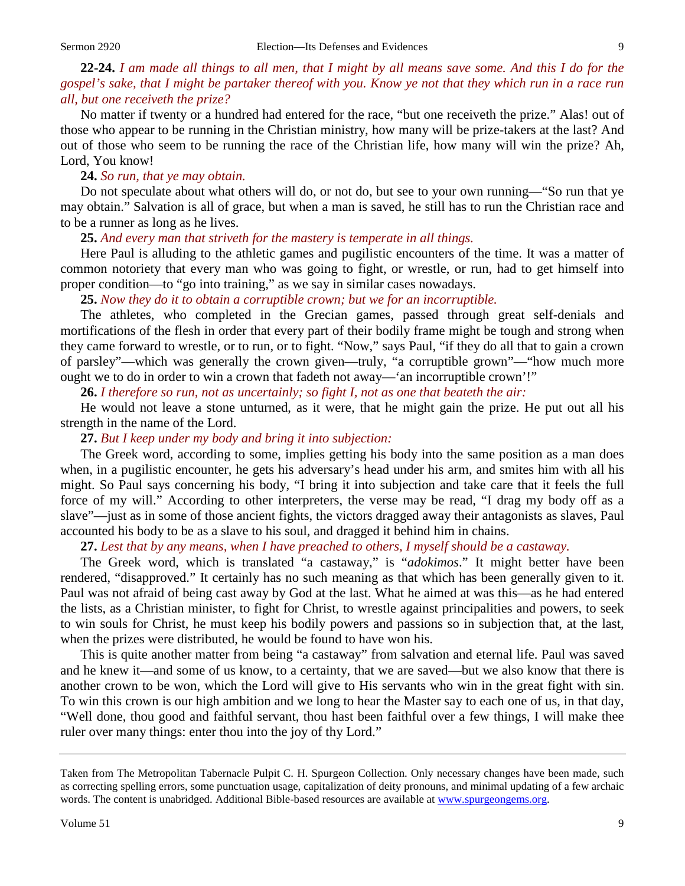**22-24.** *I am made all things to all men, that I might by all means save some. And this I do for the gospel's sake, that I might be partaker thereof with you. Know ye not that they which run in a race run all, but one receiveth the prize?*

No matter if twenty or a hundred had entered for the race, "but one receiveth the prize." Alas! out of those who appear to be running in the Christian ministry, how many will be prize-takers at the last? And out of those who seem to be running the race of the Christian life, how many will win the prize? Ah, Lord, You know!

**24.** *So run, that ye may obtain.*

Do not speculate about what others will do, or not do, but see to your own running—"So run that ye may obtain." Salvation is all of grace, but when a man is saved, he still has to run the Christian race and to be a runner as long as he lives.

**25.** *And every man that striveth for the mastery is temperate in all things.*

Here Paul is alluding to the athletic games and pugilistic encounters of the time. It was a matter of common notoriety that every man who was going to fight, or wrestle, or run, had to get himself into proper condition—to "go into training," as we say in similar cases nowadays.

**25.** *Now they do it to obtain a corruptible crown; but we for an incorruptible.*

The athletes, who completed in the Grecian games, passed through great self-denials and mortifications of the flesh in order that every part of their bodily frame might be tough and strong when they came forward to wrestle, or to run, or to fight. "Now," says Paul, "if they do all that to gain a crown of parsley"—which was generally the crown given—truly, "a corruptible grown"—"how much more ought we to do in order to win a crown that fadeth not away—'an incorruptible crown'!"

**26.** *I therefore so run, not as uncertainly; so fight I, not as one that beateth the air:*

He would not leave a stone unturned, as it were, that he might gain the prize. He put out all his strength in the name of the Lord.

**27.** *But I keep under my body and bring it into subjection:*

The Greek word, according to some, implies getting his body into the same position as a man does when, in a pugilistic encounter, he gets his adversary's head under his arm, and smites him with all his might. So Paul says concerning his body, "I bring it into subjection and take care that it feels the full force of my will." According to other interpreters, the verse may be read, "I drag my body off as a slave"—just as in some of those ancient fights, the victors dragged away their antagonists as slaves, Paul accounted his body to be as a slave to his soul, and dragged it behind him in chains.

**27.** *Lest that by any means, when I have preached to others, I myself should be a castaway.*

The Greek word, which is translated "a castaway," is "*adokimos*." It might better have been rendered, "disapproved." It certainly has no such meaning as that which has been generally given to it. Paul was not afraid of being cast away by God at the last. What he aimed at was this—as he had entered the lists, as a Christian minister, to fight for Christ, to wrestle against principalities and powers, to seek to win souls for Christ, he must keep his bodily powers and passions so in subjection that, at the last, when the prizes were distributed, he would be found to have won his.

This is quite another matter from being "a castaway" from salvation and eternal life. Paul was saved and he knew it—and some of us know, to a certainty, that we are saved—but we also know that there is another crown to be won, which the Lord will give to His servants who win in the great fight with sin. To win this crown is our high ambition and we long to hear the Master say to each one of us, in that day, "Well done, thou good and faithful servant, thou hast been faithful over a few things, I will make thee ruler over many things: enter thou into the joy of thy Lord."

---

Taken from The Metropolitan Tabernacle Pulpit C. H. Spurgeon Collection. Only necessary changes have been made, such as correcting spelling errors, some punctuation usage, capitalization of deity pronouns, and minimal updating of a few archaic words. The content is unabridged. Additional Bible-based resources are available at www.spurgeongems.org.